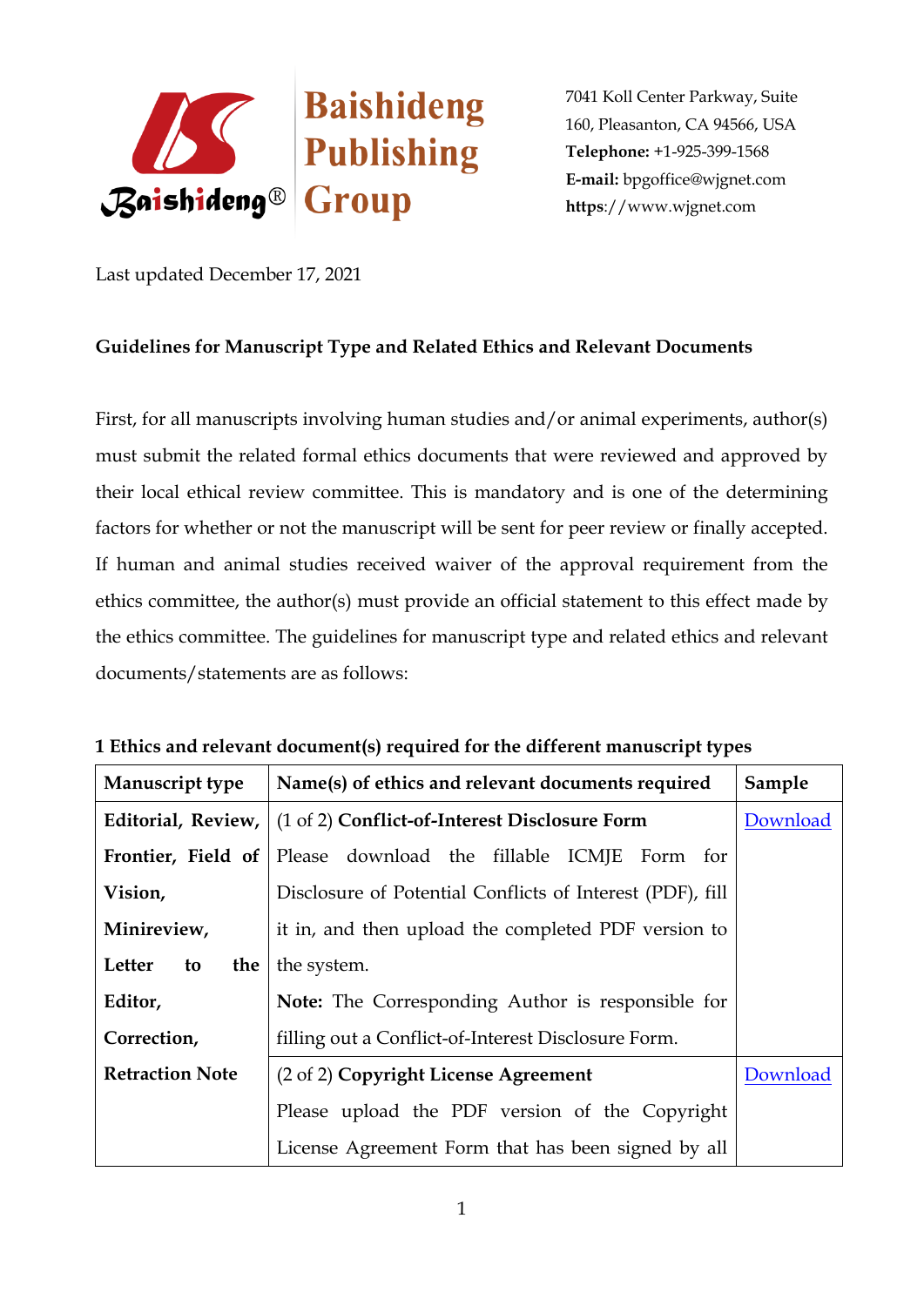Baishideng Publishing Group

7041 Koll Center Parkway, Suite 160, Pleasanton, CA 94566, USA
**Telephone:** +1-925-399-1568
**E-mail:** bpgoffice@wjgnet.com
**https**://www.wjgnet.com

Last updated December 17, 2021

**Guidelines for Manuscript Type and Related Ethics and Relevant Documents**

First, for all manuscripts involving human studies and/or animal experiments, author(s) must submit the related formal ethics documents that were reviewed and approved by their local ethical review committee. This is mandatory and is one of the determining factors for whether or not the manuscript will be sent for peer review or finally accepted. If human and animal studies received waiver of the approval requirement from the ethics committee, the author(s) must provide an official statement to this effect made by the ethics committee. The guidelines for manuscript type and related ethics and relevant documents/statements are as follows:

**1 Ethics and relevant document(s) required for the different manuscript types**

| Manuscript type | Name(s) of ethics and relevant documents required | Sample |
|---|---|---|
| **Editorial, Review, Frontier, Field of Vision, Minireview, Letter to the Editor, Correction, Retraction Note** | (1 of 2) **Conflict-of-Interest Disclosure Form** Please download the fillable ICMJE Form for Disclosure of Potential Conflicts of Interest (PDF), fill it in, and then upload the completed PDF version to the system. **Note:** The Corresponding Author is responsible for filling out a Conflict-of-Interest Disclosure Form. | Download |
| | (2 of 2) **Copyright License Agreement** Please upload the PDF version of the Copyright License Agreement Form that has been signed by all | Download |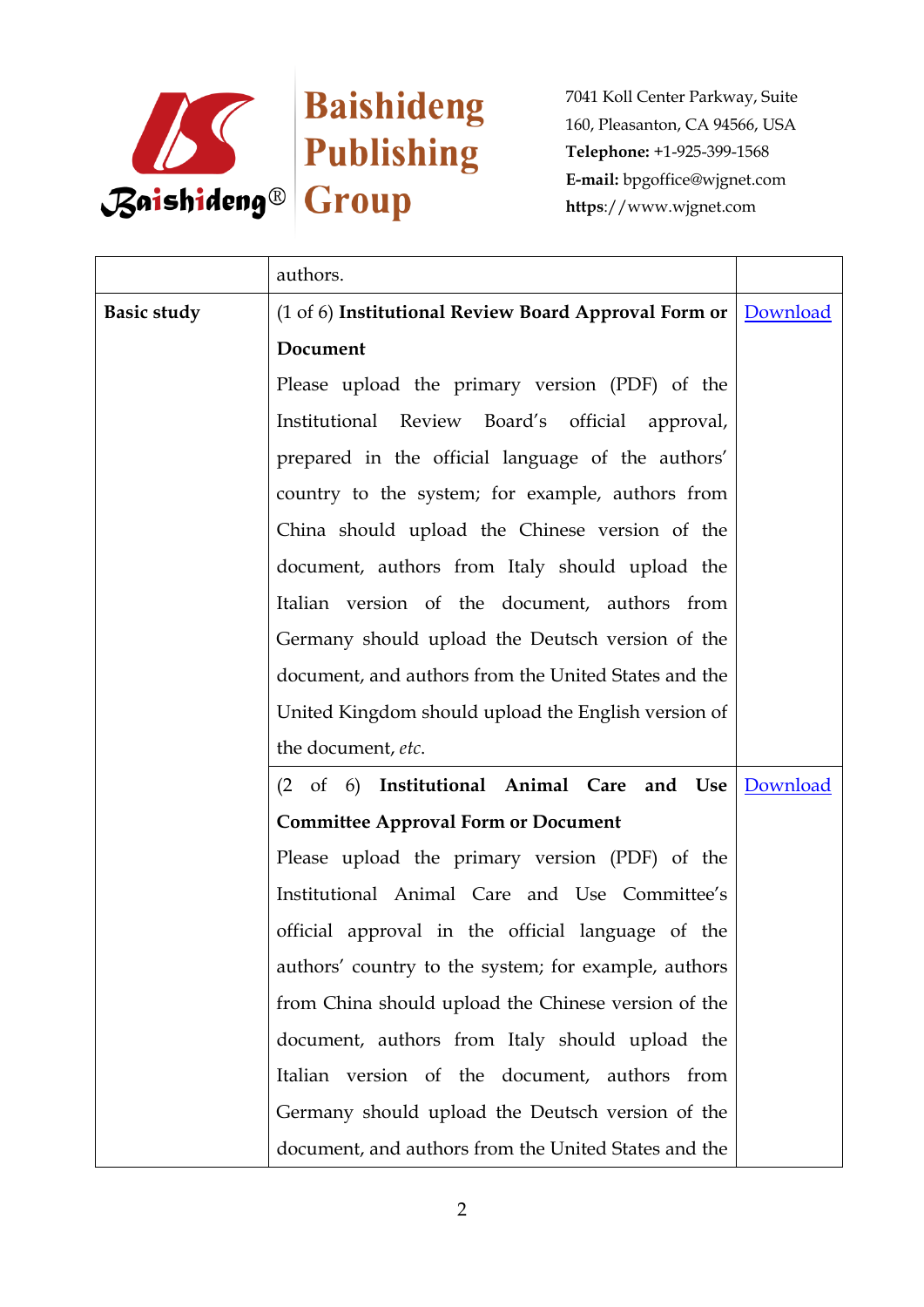|  |  |  |
|---|---|---|
|  | authors. |  |
| **Basic study** | (1 of 6) **Institutional Review Board Approval Form or Document** Please upload the primary version (PDF) of the Institutional Review Board's official approval, prepared in the official language of the authors' country to the system; for example, authors from China should upload the Chinese version of the document, authors from Italy should upload the Italian version of the document, authors from Germany should upload the Deutsch version of the document, and authors from the United States and the United Kingdom should upload the English version of the document, *etc*. | Download |
|  | (2 of 6) **Institutional Animal Care and Use Committee Approval Form or Document** Please upload the primary version (PDF) of the Institutional Animal Care and Use Committee's official approval in the official language of the authors' country to the system; for example, authors from China should upload the Chinese version of the document, authors from Italy should upload the Italian version of the document, authors from Germany should upload the Deutsch version of the document, and authors from the United States and the | Download |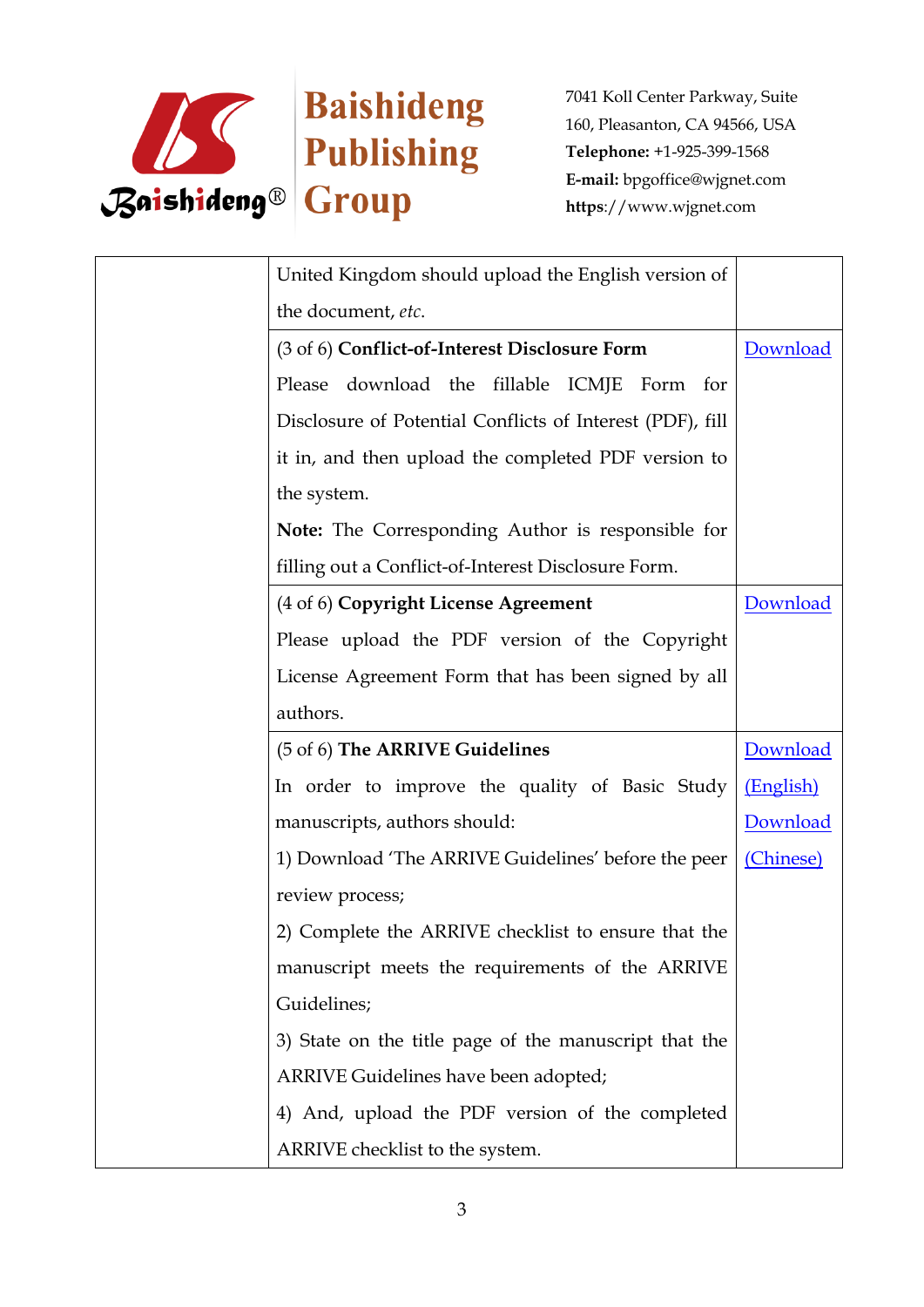| | | |
|---|---|---|
| | United Kingdom should upload the English version of the document, *etc*. | |
| | (3 of 6) **Conflict-of-Interest Disclosure Form**<br>Please download the fillable ICMJE Form for Disclosure of Potential Conflicts of Interest (PDF), fill it in, and then upload the completed PDF version to the system.<br>**Note:** The Corresponding Author is responsible for filling out a Conflict-of-Interest Disclosure Form. | Download |
| | (4 of 6) **Copyright License Agreement**<br>Please upload the PDF version of the Copyright License Agreement Form that has been signed by all authors. | Download |
| | (5 of 6) **The ARRIVE Guidelines**<br>In order to improve the quality of Basic Study manuscripts, authors should:<br>1) Download 'The ARRIVE Guidelines' before the peer review process;<br>2) Complete the ARRIVE checklist to ensure that the manuscript meets the requirements of the ARRIVE Guidelines;<br>3) State on the title page of the manuscript that the ARRIVE Guidelines have been adopted;<br>4) And, upload the PDF version of the completed ARRIVE checklist to the system. | Download (English)<br>Download (Chinese) |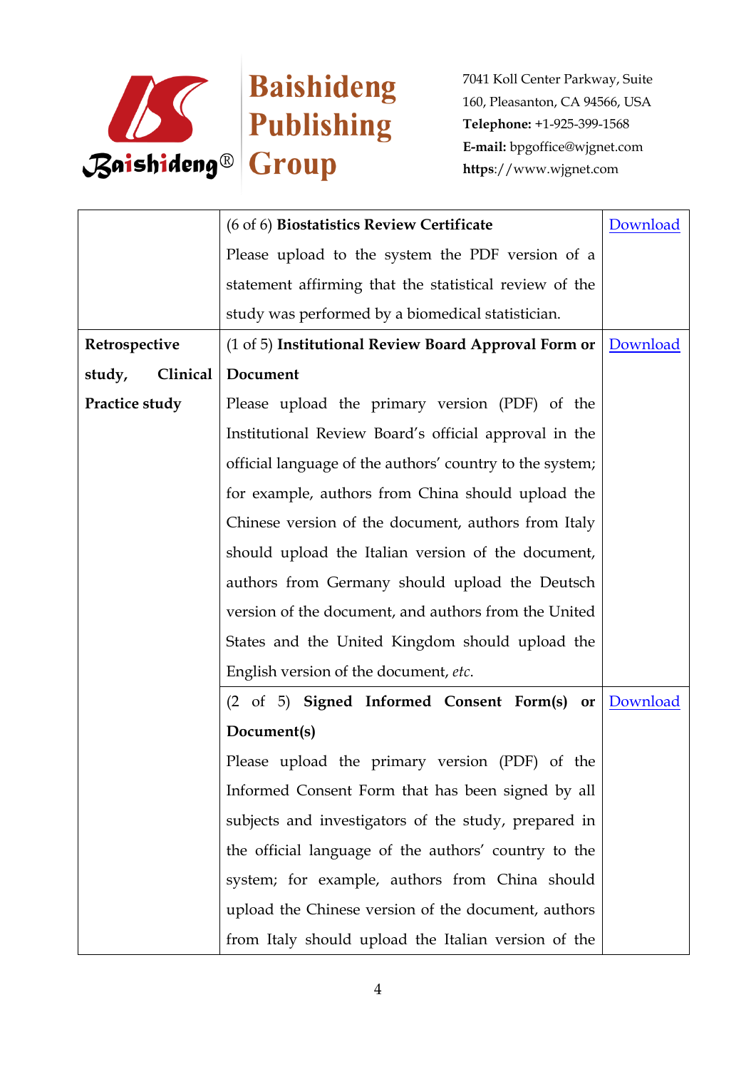| | | |
|---|---|---|
| | (6 of 6) **Biostatistics Review Certificate** Please upload to the system the PDF version of a statement affirming that the statistical review of the study was performed by a biomedical statistician. | Download |
| **Retrospective study, Clinical Practice study** | (1 of 5) **Institutional Review Board Approval Form or Document** Please upload the primary version (PDF) of the Institutional Review Board's official approval in the official language of the authors' country to the system; for example, authors from China should upload the Chinese version of the document, authors from Italy should upload the Italian version of the document, authors from Germany should upload the Deutsch version of the document, and authors from the United States and the United Kingdom should upload the English version of the document, *etc*. | Download |
| | (2 of 5) **Signed Informed Consent Form(s) or Document(s)** Please upload the primary version (PDF) of the Informed Consent Form that has been signed by all subjects and investigators of the study, prepared in the official language of the authors' country to the system; for example, authors from China should upload the Chinese version of the document, authors from Italy should upload the Italian version of the | Download |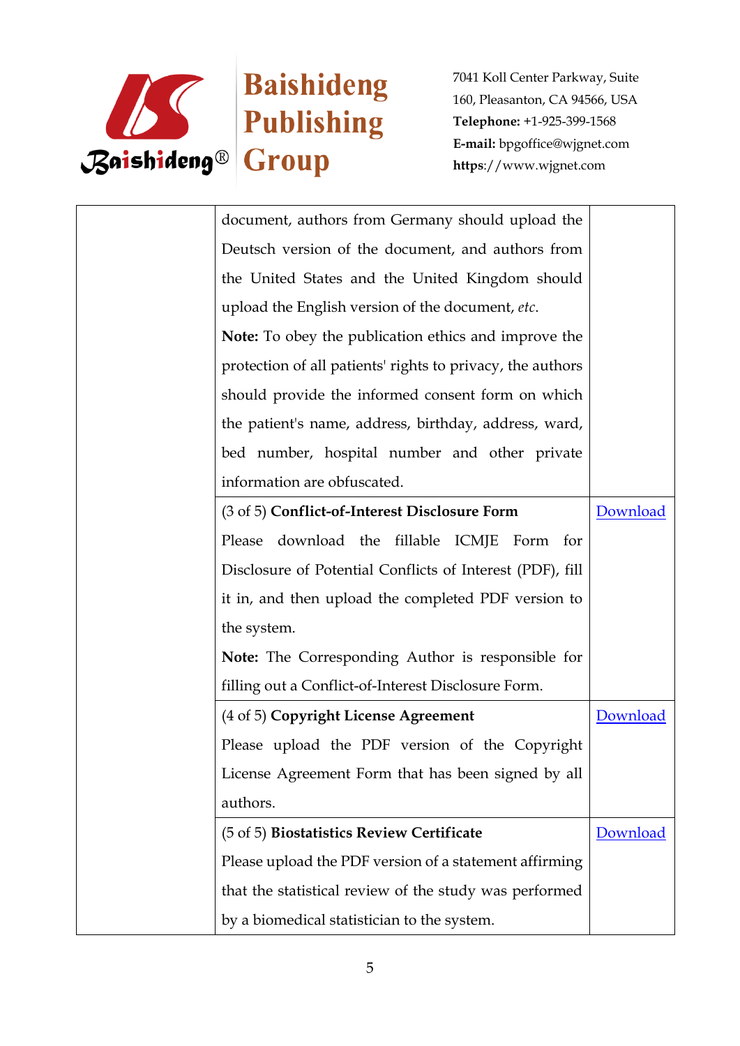|  |  |  |
|---|---|---|
|  | document, authors from Germany should upload the Deutsch version of the document, and authors from the United States and the United Kingdom should upload the English version of the document, *etc*.<br>**Note:** To obey the publication ethics and improve the protection of all patients' rights to privacy, the authors should provide the informed consent form on which the patient's name, address, birthday, address, ward, bed number, hospital number and other private information are obfuscated. |  |
|  | (3 of 5) **Conflict-of-Interest Disclosure Form**<br>Please download the fillable ICMJE Form for Disclosure of Potential Conflicts of Interest (PDF), fill it in, and then upload the completed PDF version to the system.<br>**Note:** The Corresponding Author is responsible for filling out a Conflict-of-Interest Disclosure Form. | Download |
|  | (4 of 5) **Copyright License Agreement**<br>Please upload the PDF version of the Copyright License Agreement Form that has been signed by all authors. | Download |
|  | (5 of 5) **Biostatistics Review Certificate**<br>Please upload the PDF version of a statement affirming that the statistical review of the study was performed by a biomedical statistician to the system. | Download |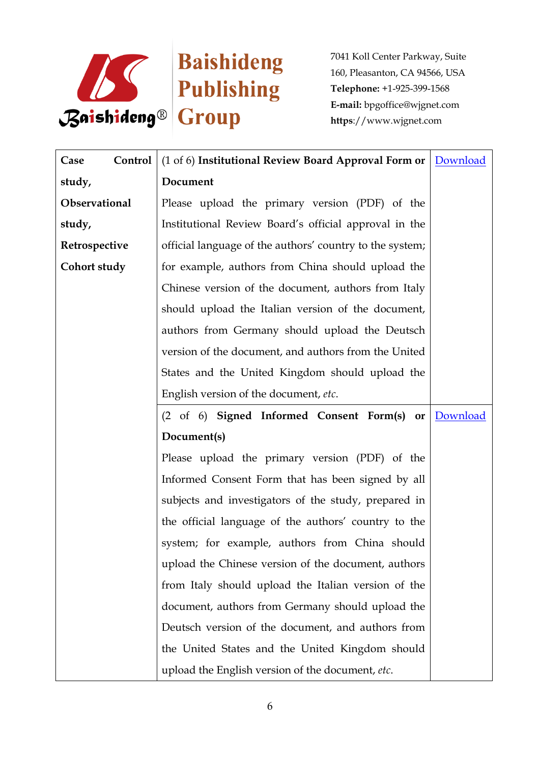| | | |
|---|---|---|
| **Case Control study, Observational study, Retrospective Cohort study** | (1 of 6) **Institutional Review Board Approval Form or Document**<br>Please upload the primary version (PDF) of the Institutional Review Board's official approval in the official language of the authors' country to the system; for example, authors from China should upload the Chinese version of the document, authors from Italy should upload the Italian version of the document, authors from Germany should upload the Deutsch version of the document, and authors from the United States and the United Kingdom should upload the English version of the document, *etc*. | Download |
| | (2 of 6) **Signed Informed Consent Form(s) or Document(s)**<br>Please upload the primary version (PDF) of the Informed Consent Form that has been signed by all subjects and investigators of the study, prepared in the official language of the authors' country to the system; for example, authors from China should upload the Chinese version of the document, authors from Italy should upload the Italian version of the document, authors from Germany should upload the Deutsch version of the document, and authors from the United States and the United Kingdom should upload the English version of the document, *etc*. | Download |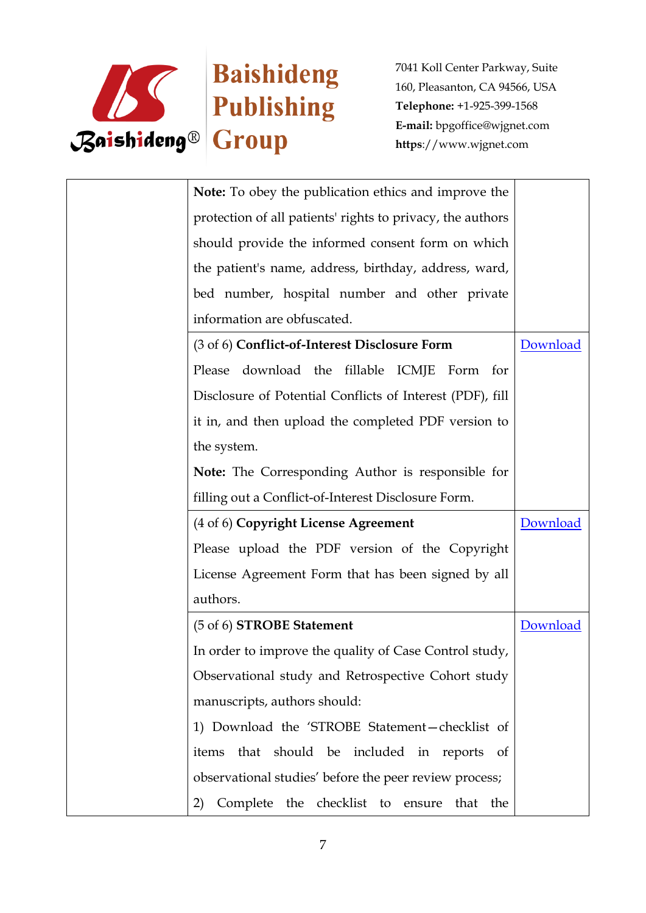|  |  |  |
|---|---|---|
|  | **Note:** To obey the publication ethics and improve the protection of all patients' rights to privacy, the authors should provide the informed consent form on which the patient's name, address, birthday, address, ward, bed number, hospital number and other private information are obfuscated. |  |
|  | (3 of 6) **Conflict-of-Interest Disclosure Form**<br>Please download the fillable ICMJE Form for Disclosure of Potential Conflicts of Interest (PDF), fill it in, and then upload the completed PDF version to the system.<br>**Note:** The Corresponding Author is responsible for filling out a Conflict-of-Interest Disclosure Form. | Download |
|  | (4 of 6) **Copyright License Agreement**<br>Please upload the PDF version of the Copyright License Agreement Form that has been signed by all authors. | Download |
|  | (5 of 6) **STROBE Statement**<br>In order to improve the quality of Case Control study, Observational study and Retrospective Cohort study manuscripts, authors should:<br>1) Download the 'STROBE Statement—checklist of items that should be included in reports of observational studies' before the peer review process;<br>2) Complete the checklist to ensure that the | Download |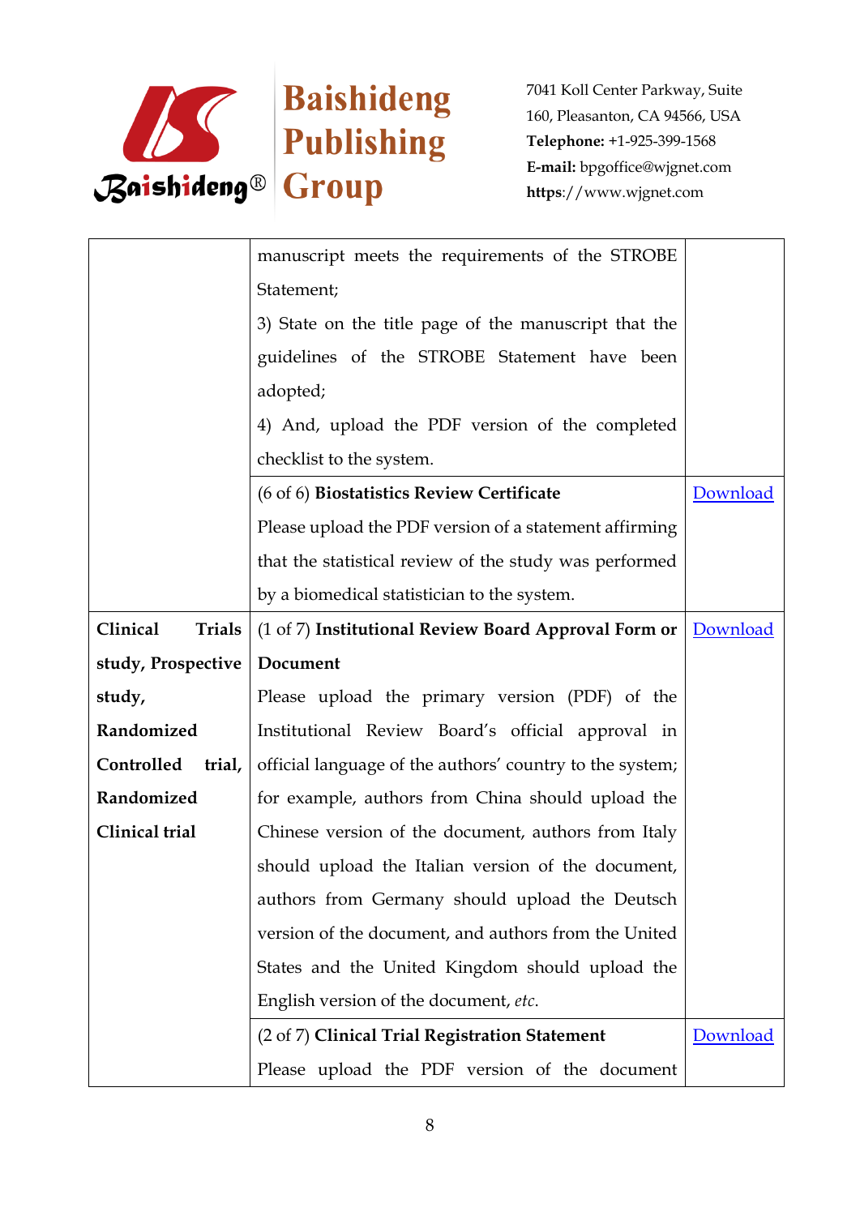| | | |
|---|---|---|
| | manuscript meets the requirements of the STROBE Statement;<br>3) State on the title page of the manuscript that the guidelines of the STROBE Statement have been adopted;<br>4) And, upload the PDF version of the completed checklist to the system. | |
| | (6 of 6) **Biostatistics Review Certificate**<br>Please upload the PDF version of a statement affirming that the statistical review of the study was performed by a biomedical statistician to the system. | Download |
| **Clinical Trials study, Prospective study, Randomized Controlled trial, Randomized Clinical trial** | (1 of 7) **Institutional Review Board Approval Form or Document**<br>Please upload the primary version (PDF) of the Institutional Review Board's official approval in official language of the authors' country to the system; for example, authors from China should upload the Chinese version of the document, authors from Italy should upload the Italian version of the document, authors from Germany should upload the Deutsch version of the document, and authors from the United States and the United Kingdom should upload the English version of the document, *etc*. | Download |
| | (2 of 7) **Clinical Trial Registration Statement**<br>Please upload the PDF version of the document | Download |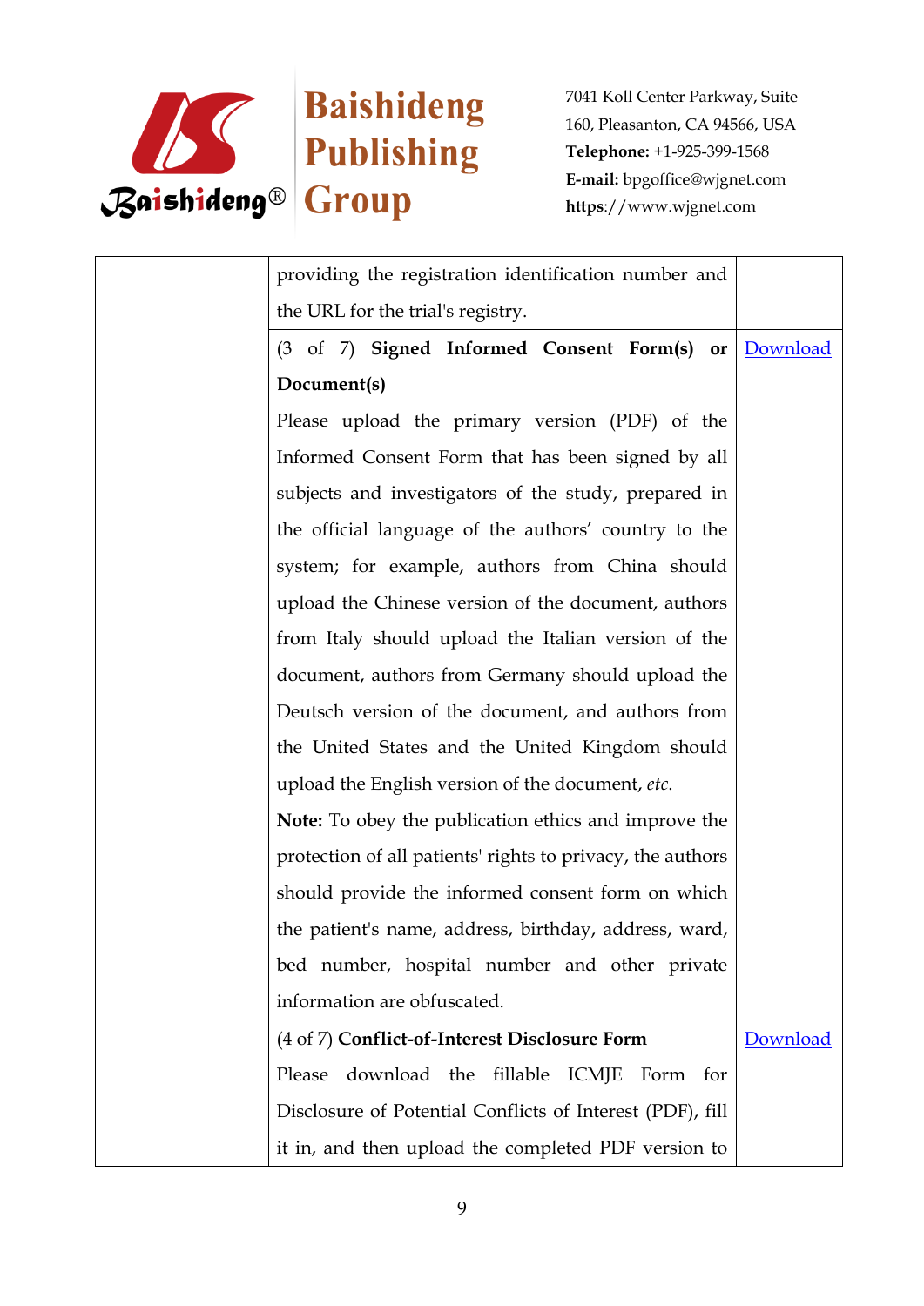|  | providing the registration identification number and the URL for the trial's registry. |  |
| --- | --- | --- |
|  | (3 of 7) **Signed Informed Consent Form(s) or Document(s)**<br>Please upload the primary version (PDF) of the Informed Consent Form that has been signed by all subjects and investigators of the study, prepared in the official language of the authors' country to the system; for example, authors from China should upload the Chinese version of the document, authors from Italy should upload the Italian version of the document, authors from Germany should upload the Deutsch version of the document, and authors from the United States and the United Kingdom should upload the English version of the document, *etc*.<br>**Note:** To obey the publication ethics and improve the protection of all patients' rights to privacy, the authors should provide the informed consent form on which the patient's name, address, birthday, address, ward, bed number, hospital number and other private information are obfuscated. | Download |
|  | (4 of 7) **Conflict-of-Interest Disclosure Form**<br>Please download the fillable ICMJE Form for Disclosure of Potential Conflicts of Interest (PDF), fill it in, and then upload the completed PDF version to | Download |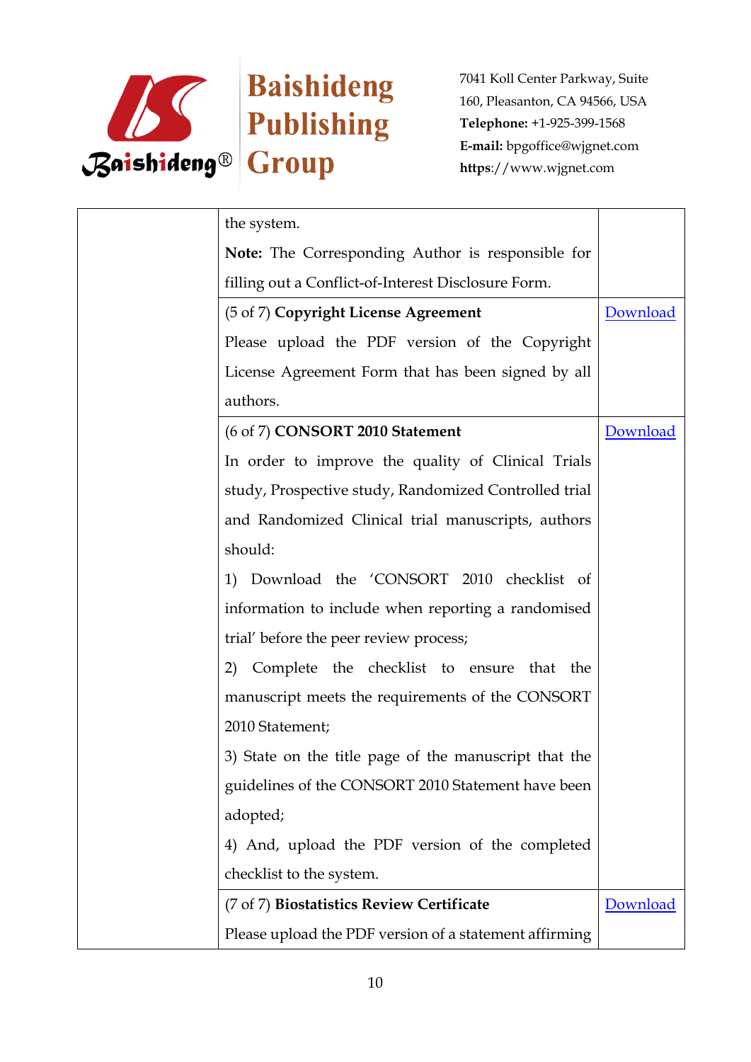| | | |
|---|---|---|
| | the system.<br>**Note:** The Corresponding Author is responsible for filling out a Conflict-of-Interest Disclosure Form. | |
| | (5 of 7) **Copyright License Agreement**<br>Please upload the PDF version of the Copyright License Agreement Form that has been signed by all authors. | Download |
| | (6 of 7) **CONSORT 2010 Statement**<br>In order to improve the quality of Clinical Trials study, Prospective study, Randomized Controlled trial and Randomized Clinical trial manuscripts, authors should:<br>1) Download the 'CONSORT 2010 checklist of information to include when reporting a randomised trial' before the peer review process;<br>2) Complete the checklist to ensure that the manuscript meets the requirements of the CONSORT 2010 Statement;<br>3) State on the title page of the manuscript that the guidelines of the CONSORT 2010 Statement have been adopted;<br>4) And, upload the PDF version of the completed checklist to the system. | Download |
| | (7 of 7) **Biostatistics Review Certificate**<br>Please upload the PDF version of a statement affirming | Download |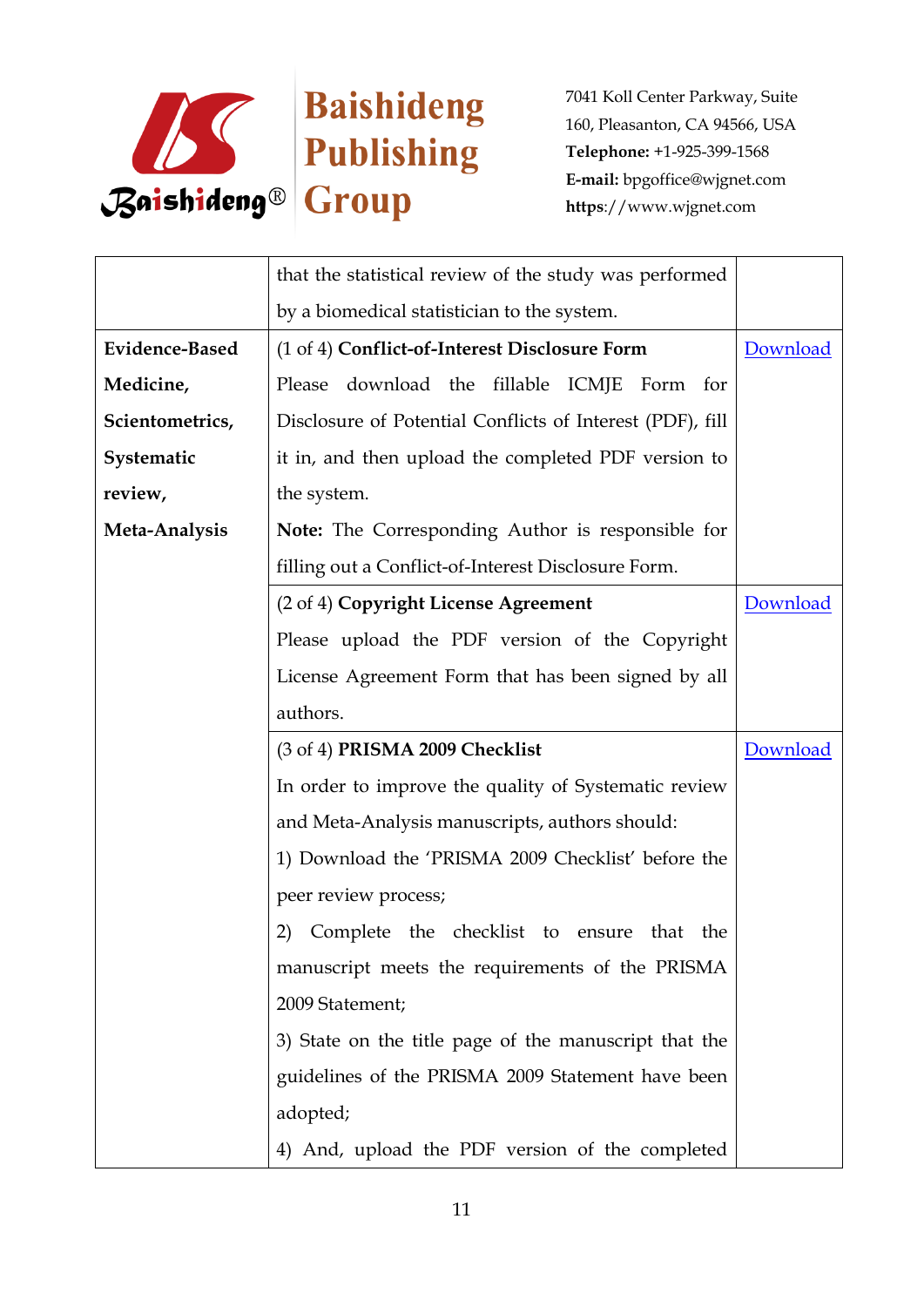| | | |
|---|---|---|
| | that the statistical review of the study was performed by a biomedical statistician to the system. | |
| **Evidence-Based Medicine, Scientometrics, Systematic review, Meta-Analysis** | (1 of 4) **Conflict-of-Interest Disclosure Form**<br>Please download the fillable ICMJE Form for Disclosure of Potential Conflicts of Interest (PDF), fill it in, and then upload the completed PDF version to the system.<br>**Note:** The Corresponding Author is responsible for filling out a Conflict-of-Interest Disclosure Form. | Download |
| | (2 of 4) **Copyright License Agreement**<br>Please upload the PDF version of the Copyright License Agreement Form that has been signed by all authors. | Download |
| | (3 of 4) **PRISMA 2009 Checklist**<br>In order to improve the quality of Systematic review and Meta-Analysis manuscripts, authors should:<br>1) Download the 'PRISMA 2009 Checklist' before the peer review process;<br>2) Complete the checklist to ensure that the manuscript meets the requirements of the PRISMA 2009 Statement;<br>3) State on the title page of the manuscript that the guidelines of the PRISMA 2009 Statement have been adopted;<br>4) And, upload the PDF version of the completed | Download |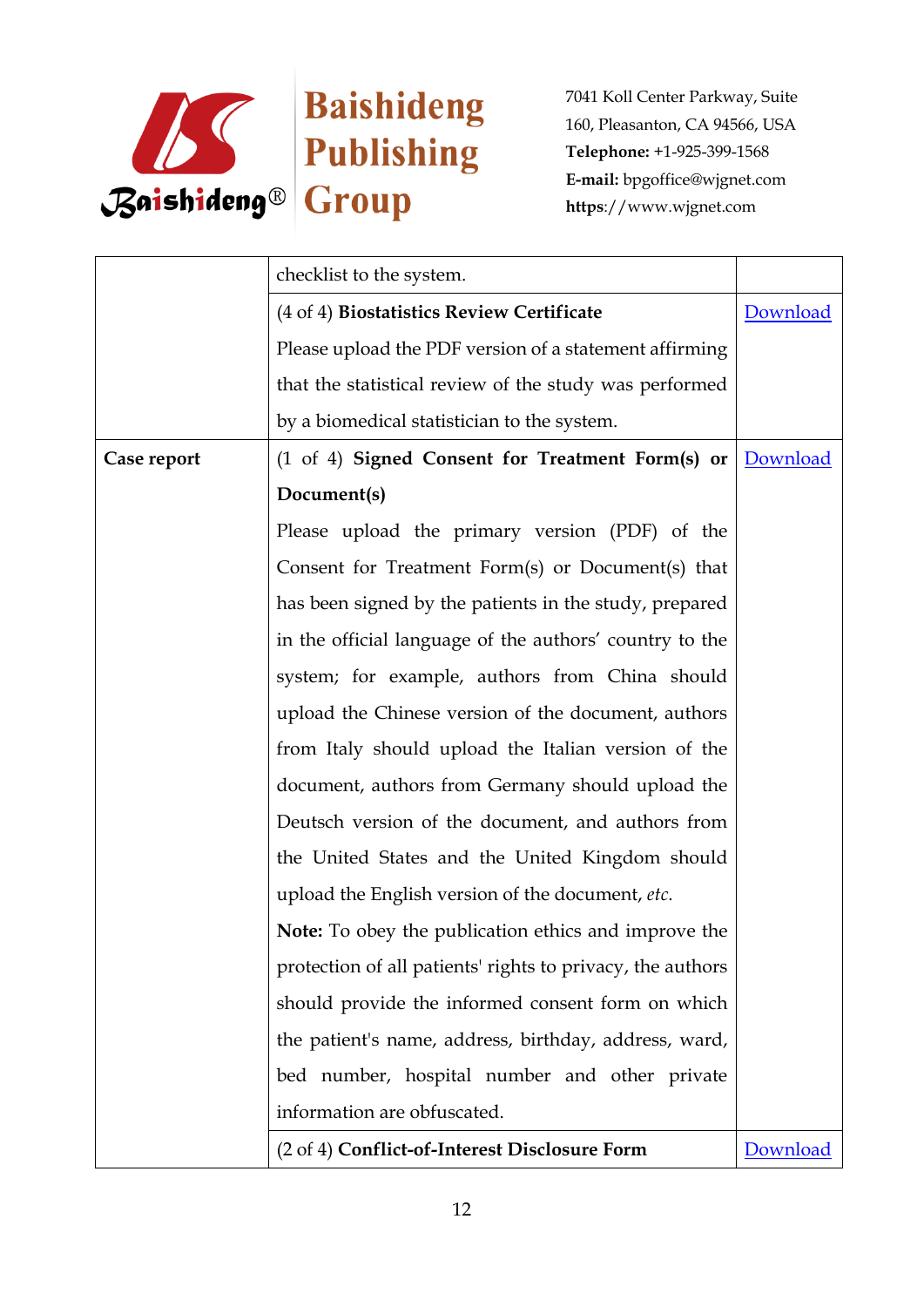|  |  |  |
|---|---|---|
|  | checklist to the system. |  |
|  | (4 of 4) **Biostatistics Review Certificate**<br>Please upload the PDF version of a statement affirming that the statistical review of the study was performed by a biomedical statistician to the system. | Download |
| **Case report** | (1 of 4) **Signed Consent for Treatment Form(s) or Document(s)**<br>Please upload the primary version (PDF) of the Consent for Treatment Form(s) or Document(s) that has been signed by the patients in the study, prepared in the official language of the authors' country to the system; for example, authors from China should upload the Chinese version of the document, authors from Italy should upload the Italian version of the document, authors from Germany should upload the Deutsch version of the document, and authors from the United States and the United Kingdom should upload the English version of the document, *etc*.<br>**Note:** To obey the publication ethics and improve the protection of all patients' rights to privacy, the authors should provide the informed consent form on which the patient's name, address, birthday, address, ward, bed number, hospital number and other private information are obfuscated. | Download |
|  | (2 of 4) **Conflict-of-Interest Disclosure Form** | Download |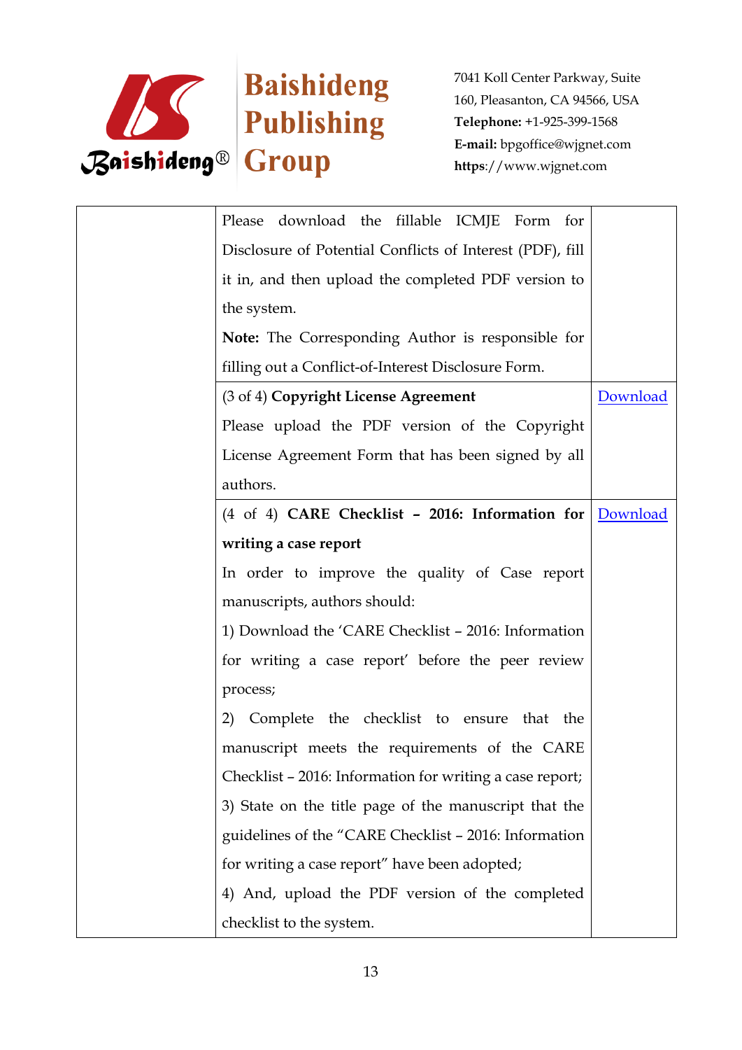|  |  |  |
|---|---|---|
|  | Please download the fillable ICMJE Form for Disclosure of Potential Conflicts of Interest (PDF), fill it in, and then upload the completed PDF version to the system.<br>**Note:** The Corresponding Author is responsible for filling out a Conflict-of-Interest Disclosure Form. |  |
|  | (3 of 4) **Copyright License Agreement**<br>Please upload the PDF version of the Copyright License Agreement Form that has been signed by all authors. | Download |
|  | (4 of 4) **CARE Checklist – 2016: Information for writing a case report**<br>In order to improve the quality of Case report manuscripts, authors should:<br>1) Download the 'CARE Checklist – 2016: Information for writing a case report' before the peer review process;<br>2) Complete the checklist to ensure that the manuscript meets the requirements of the CARE Checklist – 2016: Information for writing a case report;<br>3) State on the title page of the manuscript that the guidelines of the "CARE Checklist – 2016: Information for writing a case report" have been adopted;<br>4) And, upload the PDF version of the completed checklist to the system. | Download |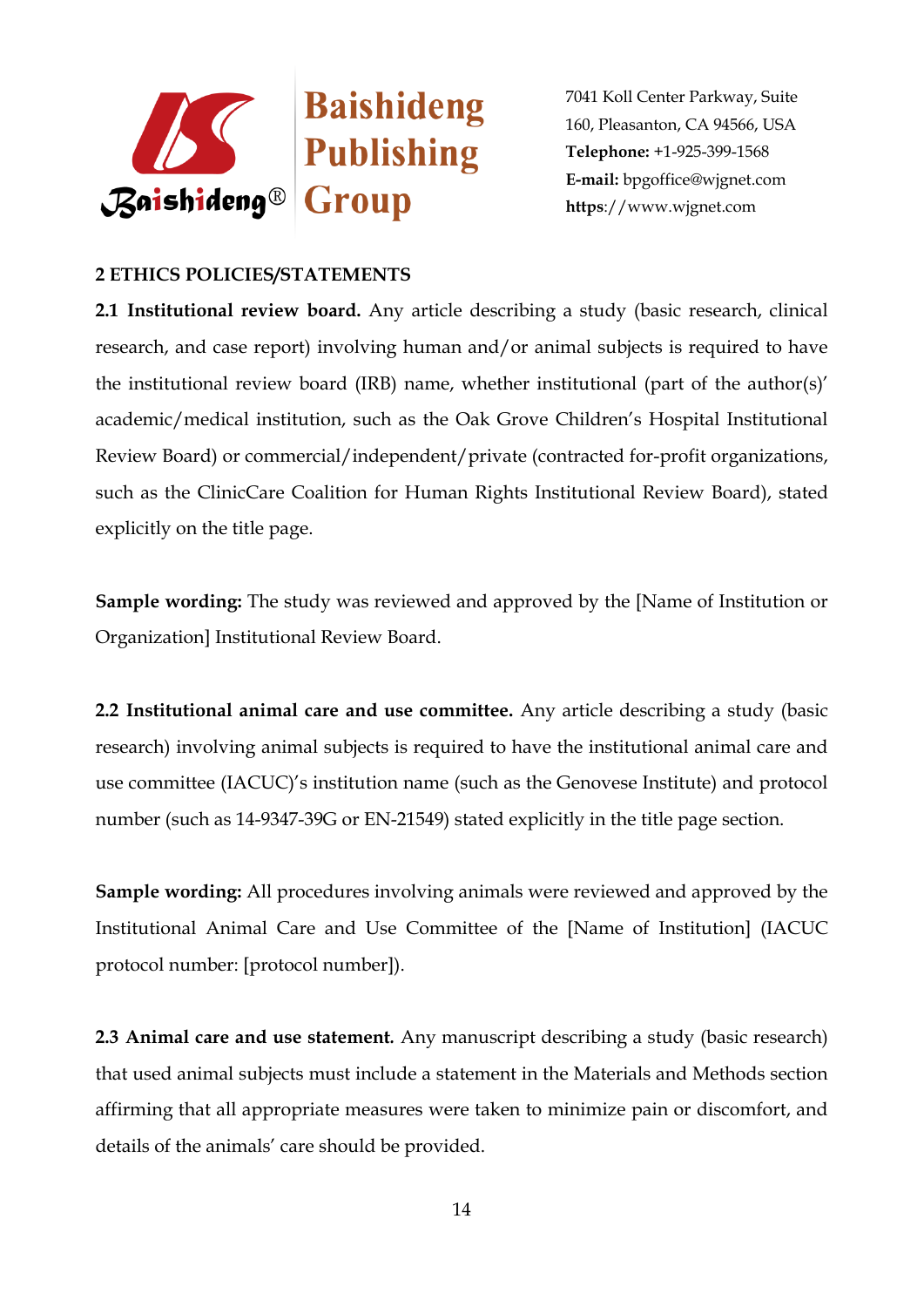## 2 ETHICS POLICIES/STATEMENTS

**2.1 Institutional review board.** Any article describing a study (basic research, clinical research, and case report) involving human and/or animal subjects is required to have the institutional review board (IRB) name, whether institutional (part of the author(s)' academic/medical institution, such as the Oak Grove Children's Hospital Institutional Review Board) or commercial/independent/private (contracted for-profit organizations, such as the ClinicCare Coalition for Human Rights Institutional Review Board), stated explicitly on the title page.

**Sample wording:** The study was reviewed and approved by the [Name of Institution or Organization] Institutional Review Board.

**2.2 Institutional animal care and use committee.** Any article describing a study (basic research) involving animal subjects is required to have the institutional animal care and use committee (IACUC)'s institution name (such as the Genovese Institute) and protocol number (such as 14-9347-39G or EN-21549) stated explicitly in the title page section.

**Sample wording:** All procedures involving animals were reviewed and approved by the Institutional Animal Care and Use Committee of the [Name of Institution] (IACUC protocol number: [protocol number]).

**2.3 Animal care and use statement.** Any manuscript describing a study (basic research) that used animal subjects must include a statement in the Materials and Methods section affirming that all appropriate measures were taken to minimize pain or discomfort, and details of the animals' care should be provided.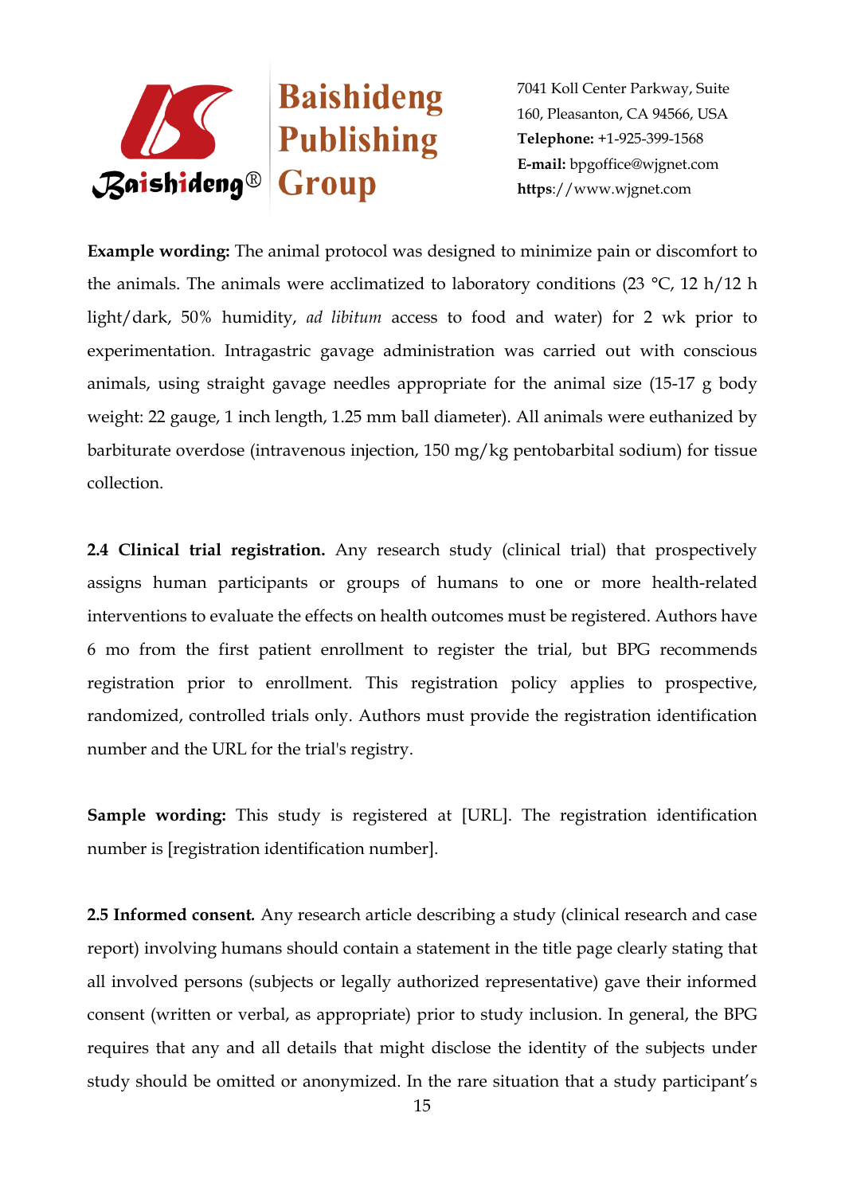**Example wording:** The animal protocol was designed to minimize pain or discomfort to the animals. The animals were acclimatized to laboratory conditions (23 °C, 12 h/12 h light/dark, 50% humidity, *ad libitum* access to food and water) for 2 wk prior to experimentation. Intragastric gavage administration was carried out with conscious animals, using straight gavage needles appropriate for the animal size (15-17 g body weight: 22 gauge, 1 inch length, 1.25 mm ball diameter). All animals were euthanized by barbiturate overdose (intravenous injection, 150 mg/kg pentobarbital sodium) for tissue collection.

**2.4 Clinical trial registration.** Any research study (clinical trial) that prospectively assigns human participants or groups of humans to one or more health-related interventions to evaluate the effects on health outcomes must be registered. Authors have 6 mo from the first patient enrollment to register the trial, but BPG recommends registration prior to enrollment. This registration policy applies to prospective, randomized, controlled trials only. Authors must provide the registration identification number and the URL for the trial's registry.

**Sample wording:** This study is registered at [URL]. The registration identification number is [registration identification number].

**2.5 Informed consent.** Any research article describing a study (clinical research and case report) involving humans should contain a statement in the title page clearly stating that all involved persons (subjects or legally authorized representative) gave their informed consent (written or verbal, as appropriate) prior to study inclusion. In general, the BPG requires that any and all details that might disclose the identity of the subjects under study should be omitted or anonymized. In the rare situation that a study participant's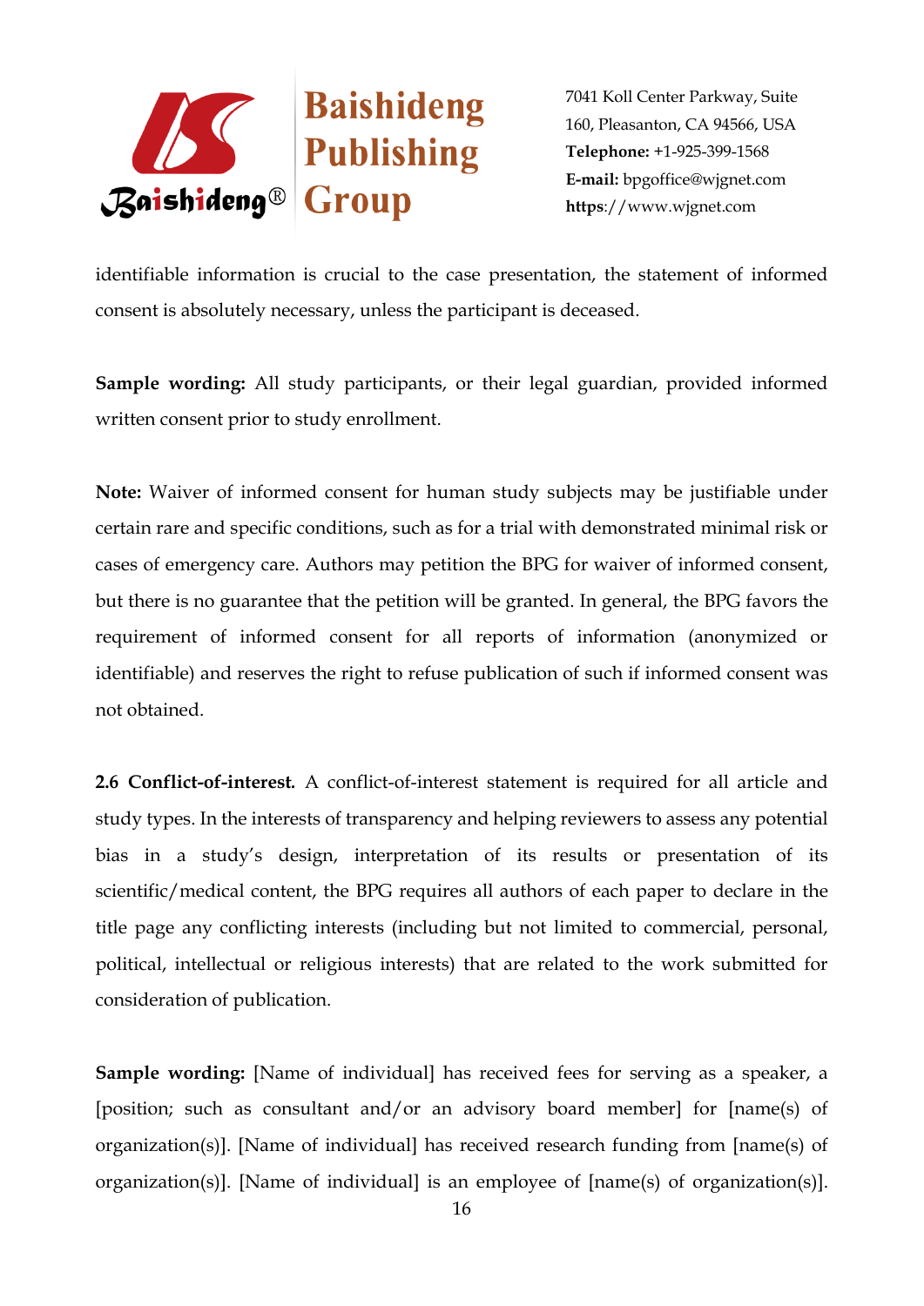identifiable information is crucial to the case presentation, the statement of informed consent is absolutely necessary, unless the participant is deceased.

**Sample wording:** All study participants, or their legal guardian, provided informed written consent prior to study enrollment.

**Note:** Waiver of informed consent for human study subjects may be justifiable under certain rare and specific conditions, such as for a trial with demonstrated minimal risk or cases of emergency care. Authors may petition the BPG for waiver of informed consent, but there is no guarantee that the petition will be granted. In general, the BPG favors the requirement of informed consent for all reports of information (anonymized or identifiable) and reserves the right to refuse publication of such if informed consent was not obtained.

**2.6 Conflict-of-interest.** A conflict-of-interest statement is required for all article and study types. In the interests of transparency and helping reviewers to assess any potential bias in a study's design, interpretation of its results or presentation of its scientific/medical content, the BPG requires all authors of each paper to declare in the title page any conflicting interests (including but not limited to commercial, personal, political, intellectual or religious interests) that are related to the work submitted for consideration of publication.

**Sample wording:** [Name of individual] has received fees for serving as a speaker, a [position; such as consultant and/or an advisory board member] for [name(s) of organization(s)]. [Name of individual] has received research funding from [name(s) of organization(s)]. [Name of individual] is an employee of [name(s) of organization(s)].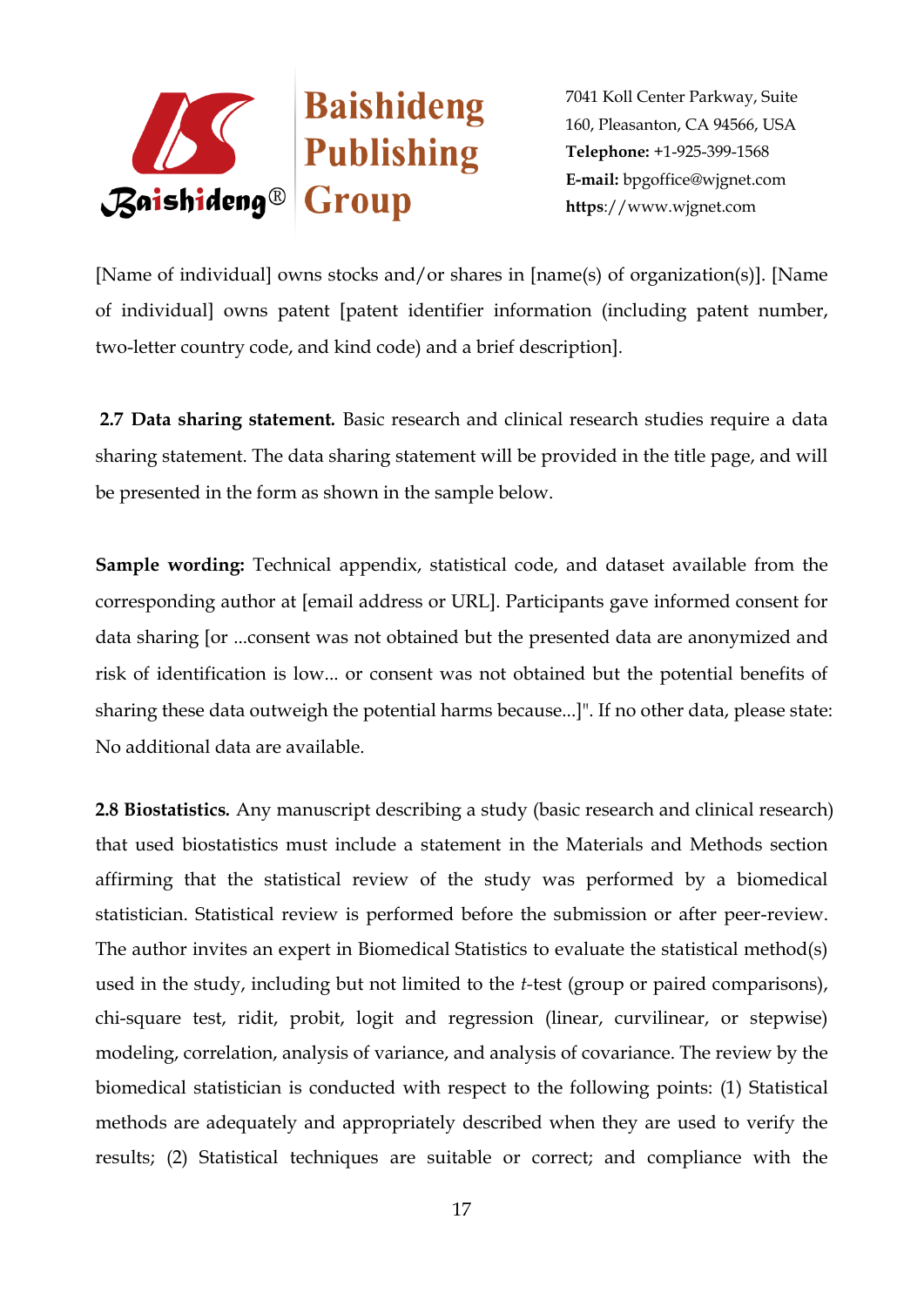[Name of individual] owns stocks and/or shares in [name(s) of organization(s)]. [Name of individual] owns patent [patent identifier information (including patent number, two-letter country code, and kind code) and a brief description].

**2.7 Data sharing statement.** Basic research and clinical research studies require a data sharing statement. The data sharing statement will be provided in the title page, and will be presented in the form as shown in the sample below.

**Sample wording:** Technical appendix, statistical code, and dataset available from the corresponding author at [email address or URL]. Participants gave informed consent for data sharing [or ...consent was not obtained but the presented data are anonymized and risk of identification is low... or consent was not obtained but the potential benefits of sharing these data outweigh the potential harms because...]". If no other data, please state: No additional data are available.

**2.8 Biostatistics.** Any manuscript describing a study (basic research and clinical research) that used biostatistics must include a statement in the Materials and Methods section affirming that the statistical review of the study was performed by a biomedical statistician. Statistical review is performed before the submission or after peer-review. The author invites an expert in Biomedical Statistics to evaluate the statistical method(s) used in the study, including but not limited to the *t*-test (group or paired comparisons), chi-square test, ridit, probit, logit and regression (linear, curvilinear, or stepwise) modeling, correlation, analysis of variance, and analysis of covariance. The review by the biomedical statistician is conducted with respect to the following points: (1) Statistical methods are adequately and appropriately described when they are used to verify the results; (2) Statistical techniques are suitable or correct; and compliance with the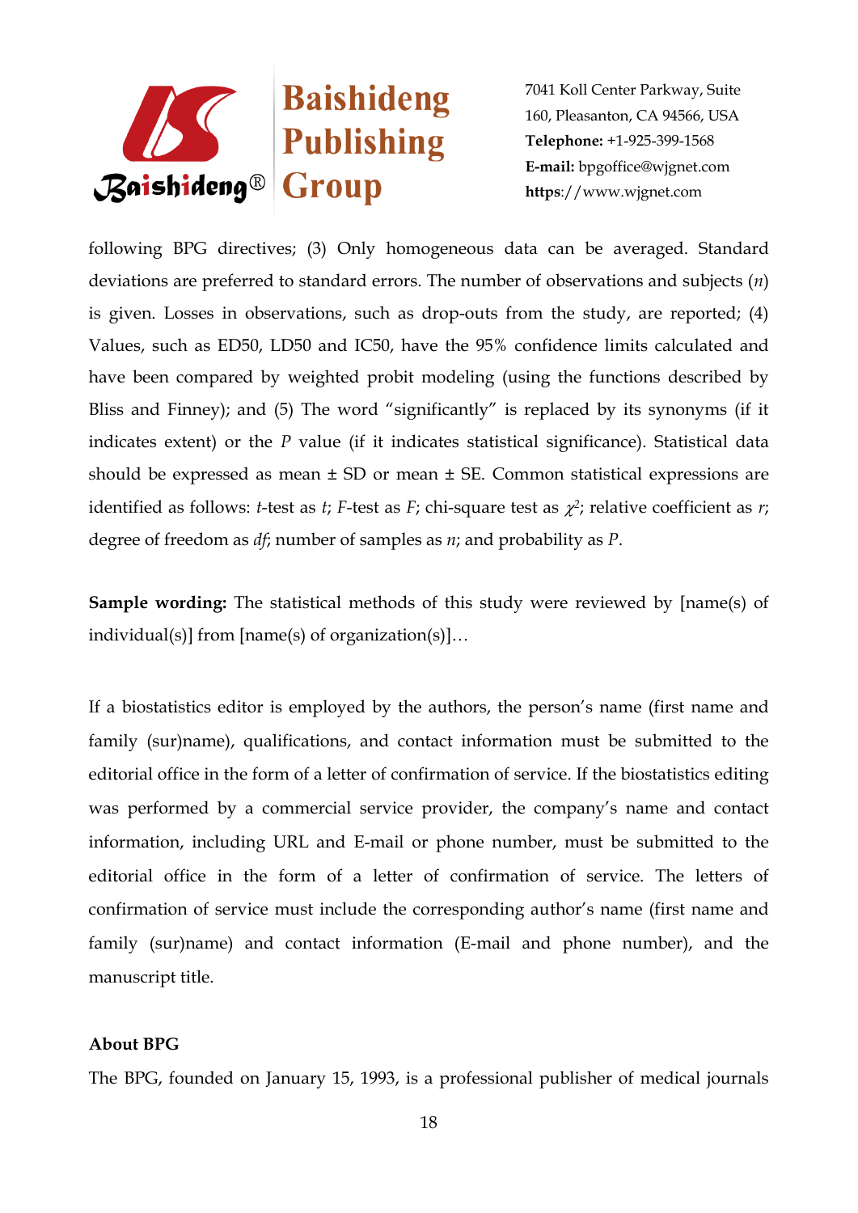following BPG directives; (3) Only homogeneous data can be averaged. Standard deviations are preferred to standard errors. The number of observations and subjects ($n$) is given. Losses in observations, such as drop-outs from the study, are reported; (4) Values, such as ED50, LD50 and IC50, have the 95% confidence limits calculated and have been compared by weighted probit modeling (using the functions described by Bliss and Finney); and (5) The word "significantly" is replaced by its synonyms (if it indicates extent) or the $P$ value (if it indicates statistical significance). Statistical data should be expressed as mean ± SD or mean ± SE. Common statistical expressions are identified as follows: $t$-test as $t$; $F$-test as $F$; chi-square test as $\chi^2$; relative coefficient as $r$; degree of freedom as $df$; number of samples as $n$; and probability as $P$.

**Sample wording:** The statistical methods of this study were reviewed by [name(s) of individual(s)] from [name(s) of organization(s)]…

If a biostatistics editor is employed by the authors, the person's name (first name and family (sur)name), qualifications, and contact information must be submitted to the editorial office in the form of a letter of confirmation of service. If the biostatistics editing was performed by a commercial service provider, the company's name and contact information, including URL and E-mail or phone number, must be submitted to the editorial office in the form of a letter of confirmation of service. The letters of confirmation of service must include the corresponding author's name (first name and family (sur)name) and contact information (E-mail and phone number), and the manuscript title.

**About BPG**

The BPG, founded on January 15, 1993, is a professional publisher of medical journals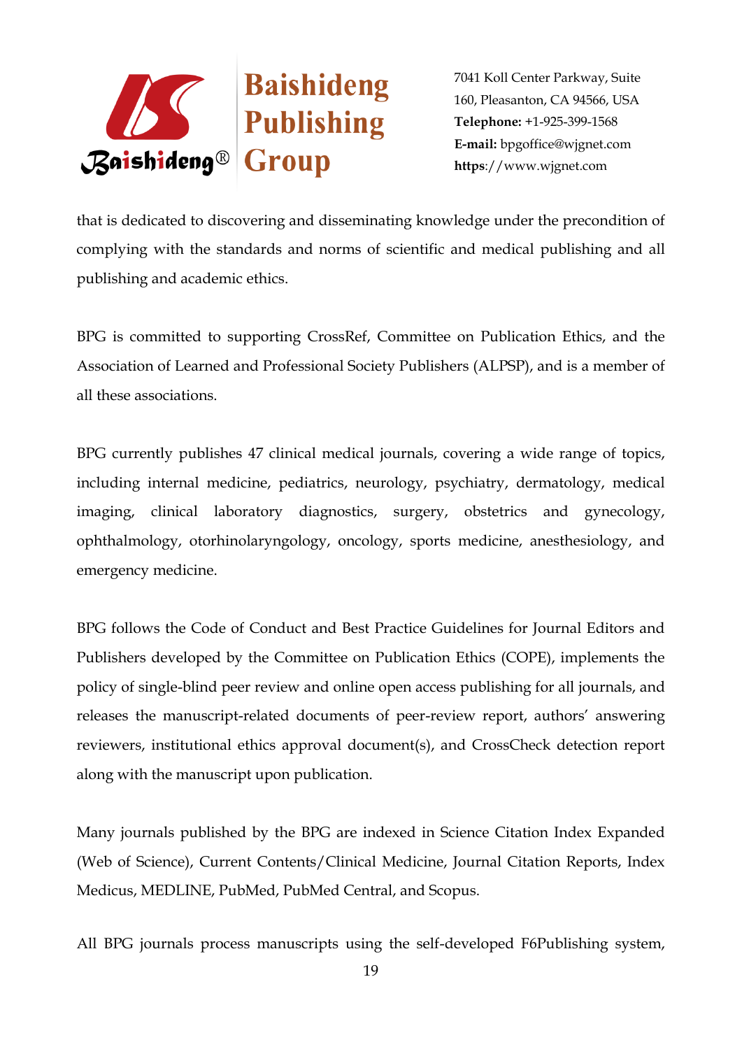that is dedicated to discovering and disseminating knowledge under the precondition of complying with the standards and norms of scientific and medical publishing and all publishing and academic ethics.

BPG is committed to supporting CrossRef, Committee on Publication Ethics, and the Association of Learned and Professional Society Publishers (ALPSP), and is a member of all these associations.

BPG currently publishes 47 clinical medical journals, covering a wide range of topics, including internal medicine, pediatrics, neurology, psychiatry, dermatology, medical imaging, clinical laboratory diagnostics, surgery, obstetrics and gynecology, ophthalmology, otorhinolaryngology, oncology, sports medicine, anesthesiology, and emergency medicine.

BPG follows the Code of Conduct and Best Practice Guidelines for Journal Editors and Publishers developed by the Committee on Publication Ethics (COPE), implements the policy of single-blind peer review and online open access publishing for all journals, and releases the manuscript-related documents of peer-review report, authors' answering reviewers, institutional ethics approval document(s), and CrossCheck detection report along with the manuscript upon publication.

Many journals published by the BPG are indexed in Science Citation Index Expanded (Web of Science), Current Contents/Clinical Medicine, Journal Citation Reports, Index Medicus, MEDLINE, PubMed, PubMed Central, and Scopus.

All BPG journals process manuscripts using the self-developed F6Publishing system,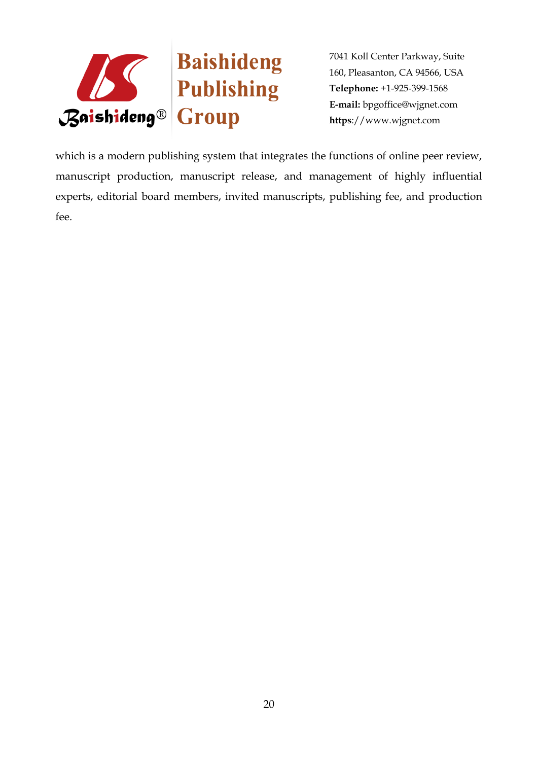which is a modern publishing system that integrates the functions of online peer review, manuscript production, manuscript release, and management of highly influential experts, editorial board members, invited manuscripts, publishing fee, and production fee.